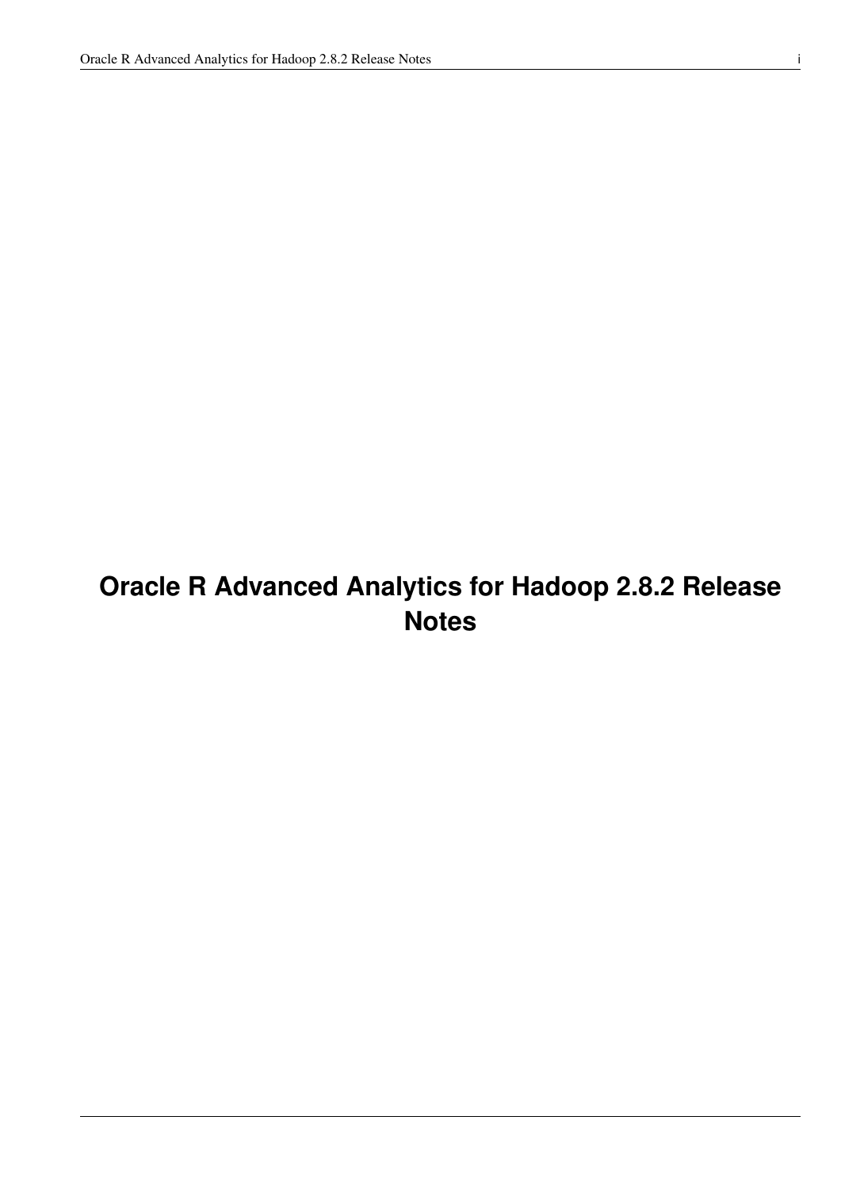# Oracle R Advanced Analytics for Hadoop 2.8.2 Release Notes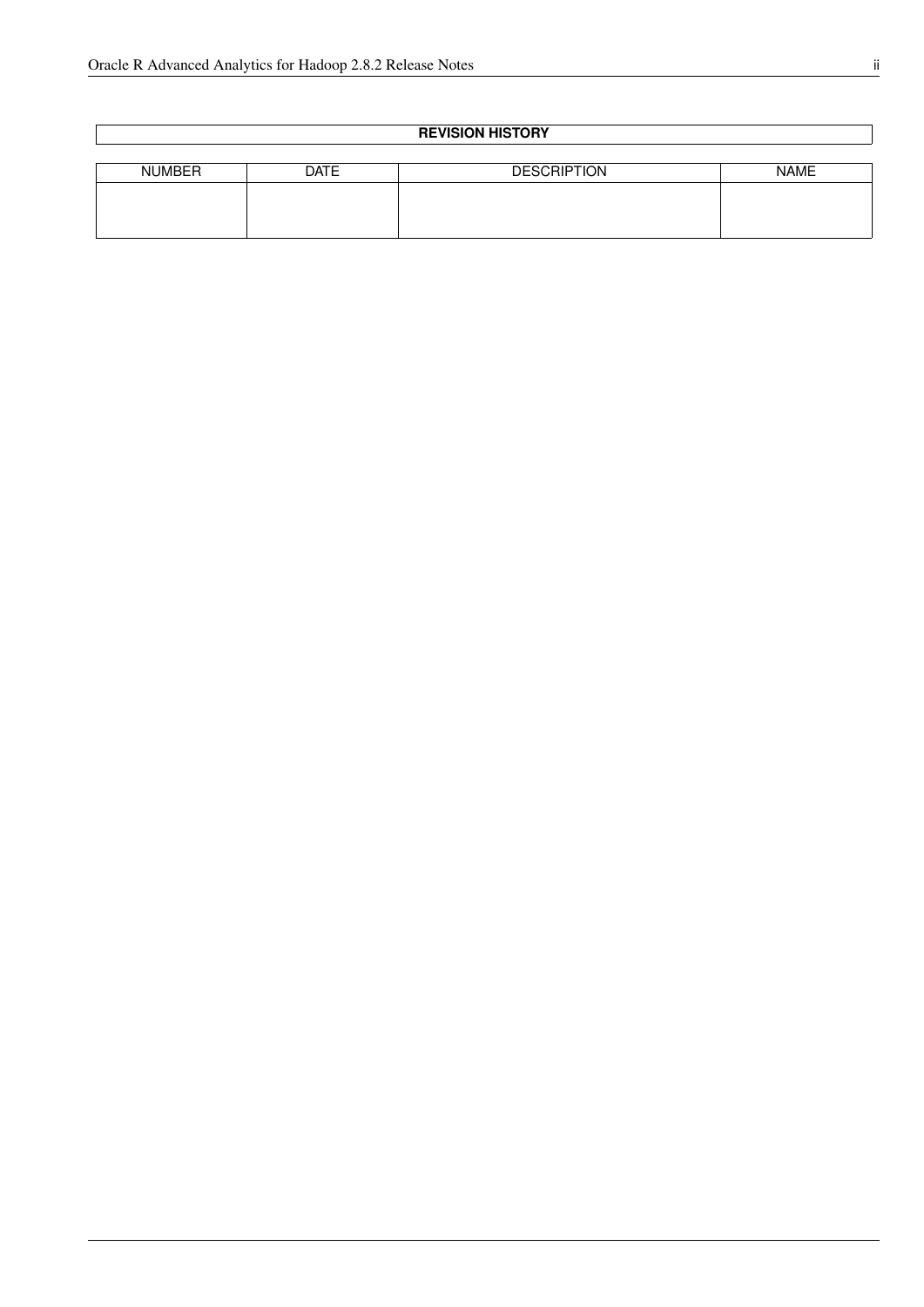| REVISION HISTORY | | | |
|---|---|---|---|
| NUMBER | DATE | DESCRIPTION | NAME |
| | | | |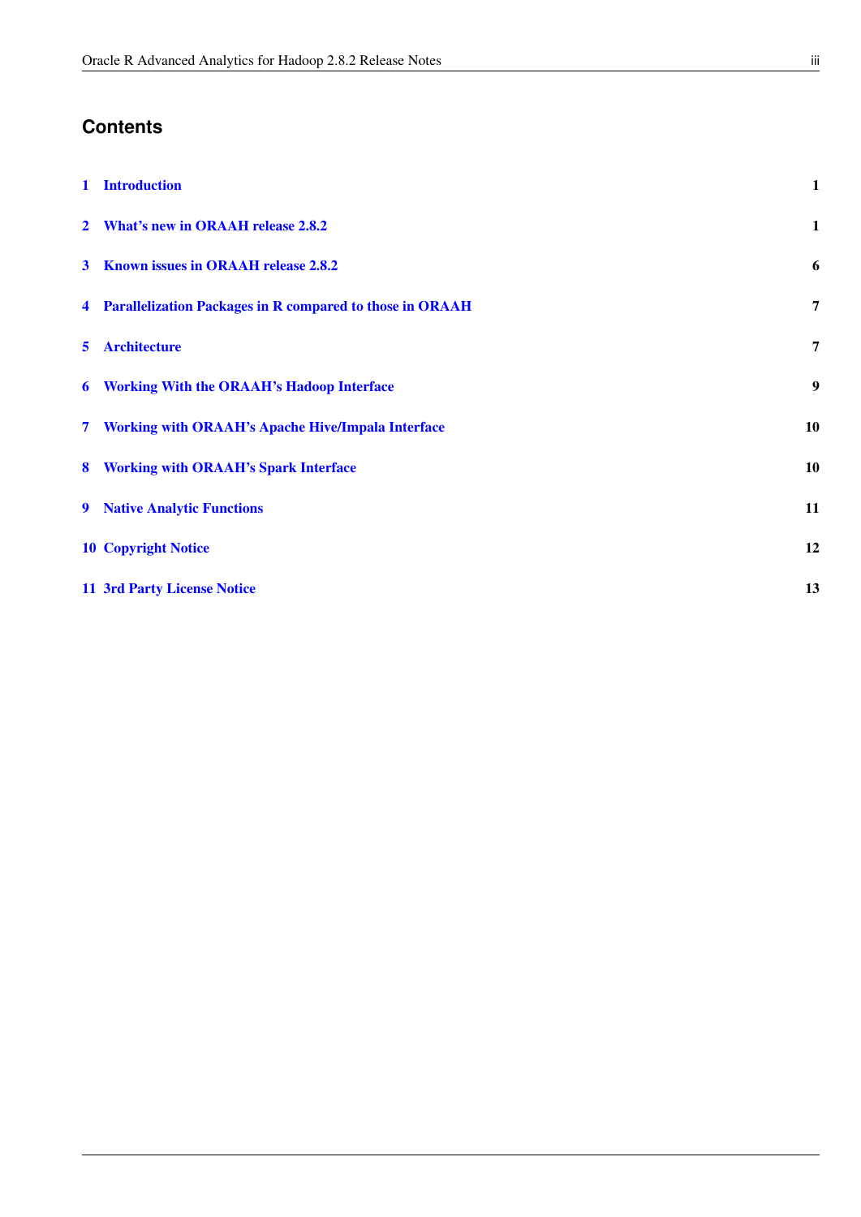# Contents

| | | |
|---|---|---|
| 1 | Introduction | 1 |
| 2 | What's new in ORAAH release 2.8.2 | 1 |
| 3 | Known issues in ORAAH release 2.8.2 | 6 |
| 4 | Parallelization Packages in R compared to those in ORAAH | 7 |
| 5 | Architecture | 7 |
| 6 | Working With the ORAAH's Hadoop Interface | 9 |
| 7 | Working with ORAAH's Apache Hive/Impala Interface | 10 |
| 8 | Working with ORAAH's Spark Interface | 10 |
| 9 | Native Analytic Functions | 11 |
| 10 | Copyright Notice | 12 |
| 11 | 3rd Party License Notice | 13 |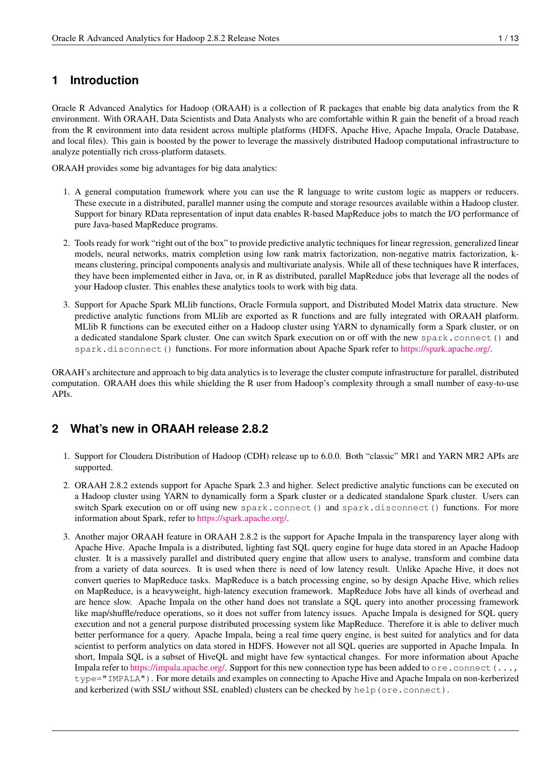# 1 Introduction

Oracle R Advanced Analytics for Hadoop (ORAAH) is a collection of R packages that enable big data analytics from the R environment. With ORAAH, Data Scientists and Data Analysts who are comfortable within R gain the benefit of a broad reach from the R environment into data resident across multiple platforms (HDFS, Apache Hive, Apache Impala, Oracle Database, and local files). This gain is boosted by the power to leverage the massively distributed Hadoop computational infrastructure to analyze potentially rich cross-platform datasets.

ORAAH provides some big advantages for big data analytics:

1. A general computation framework where you can use the R language to write custom logic as mappers or reducers. These execute in a distributed, parallel manner using the compute and storage resources available within a Hadoop cluster. Support for binary RData representation of input data enables R-based MapReduce jobs to match the I/O performance of pure Java-based MapReduce programs.
2. Tools ready for work "right out of the box" to provide predictive analytic techniques for linear regression, generalized linear models, neural networks, matrix completion using low rank matrix factorization, non-negative matrix factorization, k-means clustering, principal components analysis and multivariate analysis. While all of these techniques have R interfaces, they have been implemented either in Java, or, in R as distributed, parallel MapReduce jobs that leverage all the nodes of your Hadoop cluster. This enables these analytics tools to work with big data.
3. Support for Apache Spark MLlib functions, Oracle Formula support, and Distributed Model Matrix data structure. New predictive analytic functions from MLlib are exported as R functions and are fully integrated with ORAAH platform. MLlib R functions can be executed either on a Hadoop cluster using YARN to dynamically form a Spark cluster, or on a dedicated standalone Spark cluster. One can switch Spark execution on or off with the new `spark.connect()` and `spark.disconnect()` functions. For more information about Apache Spark refer to https://spark.apache.org/.

ORAAH's architecture and approach to big data analytics is to leverage the cluster compute infrastructure for parallel, distributed computation. ORAAH does this while shielding the R user from Hadoop's complexity through a small number of easy-to-use APIs.

# 2 What's new in ORAAH release 2.8.2

1. Support for Cloudera Distribution of Hadoop (CDH) release up to 6.0.0. Both "classic" MR1 and YARN MR2 APIs are supported.
2. ORAAH 2.8.2 extends support for Apache Spark 2.3 and higher. Select predictive analytic functions can be executed on a Hadoop cluster using YARN to dynamically form a Spark cluster or a dedicated standalone Spark cluster. Users can switch Spark execution on or off using new `spark.connect()` and `spark.disconnect()` functions. For more information about Spark, refer to https://spark.apache.org/.
3. Another major ORAAH feature in ORAAH 2.8.2 is the support for Apache Impala in the transparency layer along with Apache Hive. Apache Impala is a distributed, lighting fast SQL query engine for huge data stored in an Apache Hadoop cluster. It is a massively parallel and distributed query engine that allow users to analyse, transform and combine data from a variety of data sources. It is used when there is need of low latency result. Unlike Apache Hive, it does not convert queries to MapReduce tasks. MapReduce is a batch processing engine, so by design Apache Hive, which relies on MapReduce, is a heavyweight, high-latency execution framework. MapReduce Jobs have all kinds of overhead and are hence slow. Apache Impala on the other hand does not translate a SQL query into another processing framework like map/shuffle/reduce operations, so it does not suffer from latency issues. Apache Impala is designed for SQL query execution and not a general purpose distributed processing system like MapReduce. Therefore it is able to deliver much better performance for a query. Apache Impala, being a real time query engine, is best suited for analytics and for data scientist to perform analytics on data stored in HDFS. However not all SQL queries are supported in Apache Impala. In short, Impala SQL is a subset of HiveQL and might have few syntactical changes. For more information about Apache Impala refer to https://impala.apache.org/. Support for this new connection type has been added to `ore.connect(..., type="IMPALA")`. For more details and examples on connecting to Apache Hive and Apache Impala on non-kerberized and kerberized (with SSL/ without SSL enabled) clusters can be checked by `help(ore.connect)`.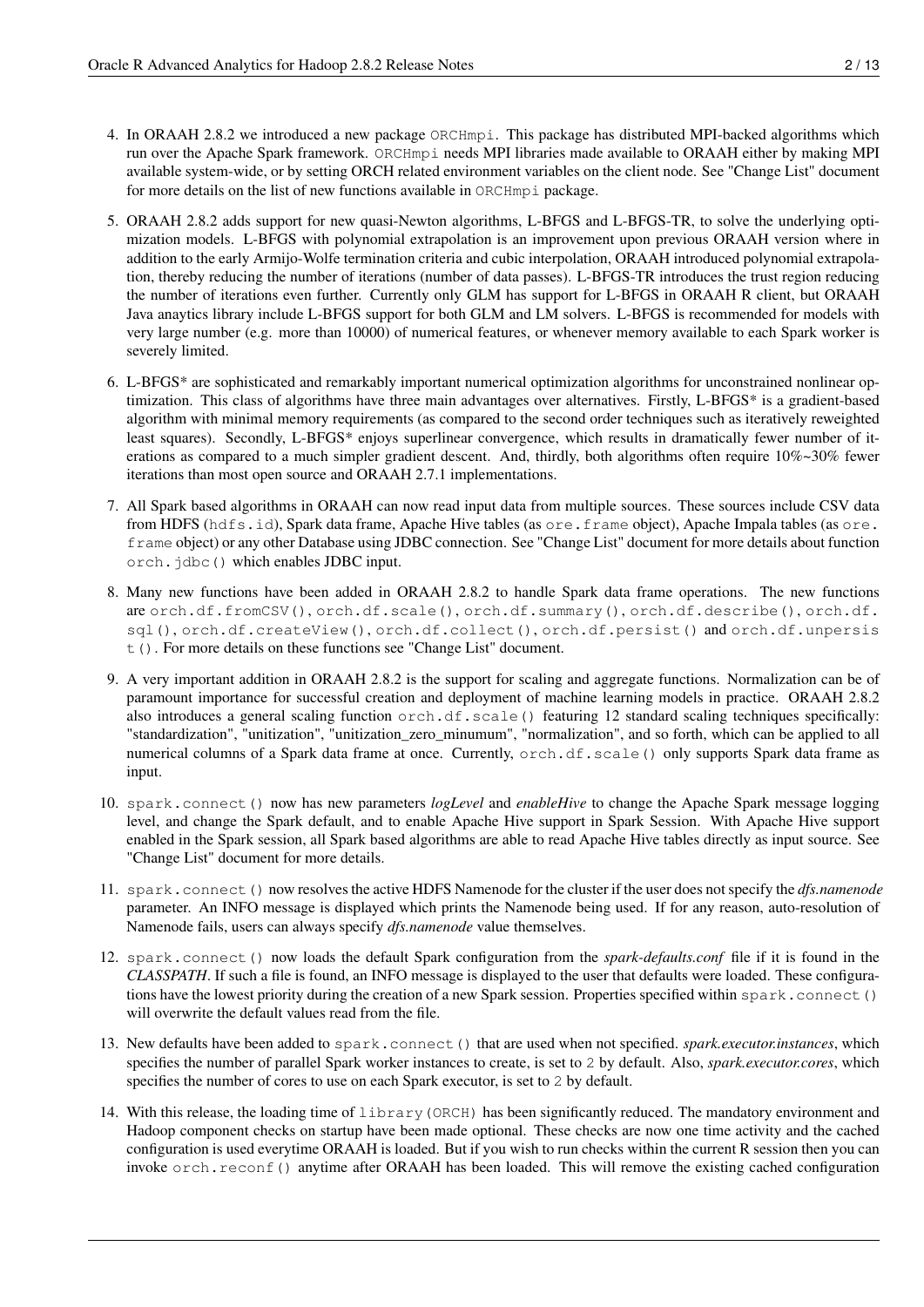4. In ORAAH 2.8.2 we introduced a new package `ORCHmpi`. This package has distributed MPI-backed algorithms which run over the Apache Spark framework. `ORCHmpi` needs MPI libraries made available to ORAAH either by making MPI available system-wide, or by setting ORCH related environment variables on the client node. See "Change List" document for more details on the list of new functions available in `ORCHmpi` package.

5. ORAAH 2.8.2 adds support for new quasi-Newton algorithms, L-BFGS and L-BFGS-TR, to solve the underlying optimization models. L-BFGS with polynomial extrapolation is an improvement upon previous ORAAH version where in addition to the early Armijo-Wolfe termination criteria and cubic interpolation, ORAAH introduced polynomial extrapolation, thereby reducing the number of iterations (number of data passes). L-BFGS-TR introduces the trust region reducing the number of iterations even further. Currently only GLM has support for L-BFGS in ORAAH R client, but ORAAH Java anaytics library include L-BFGS support for both GLM and LM solvers. L-BFGS is recommended for models with very large number (e.g. more than 10000) of numerical features, or whenever memory available to each Spark worker is severely limited.

6. L-BFGS* are sophisticated and remarkably important numerical optimization algorithms for unconstrained nonlinear optimization. This class of algorithms have three main advantages over alternatives. Firstly, L-BFGS* is a gradient-based algorithm with minimal memory requirements (as compared to the second order techniques such as iteratively reweighted least squares). Secondly, L-BFGS* enjoys superlinear convergence, which results in dramatically fewer number of iterations as compared to a much simpler gradient descent. And, thirdly, both algorithms often require 10%~30% fewer iterations than most open source and ORAAH 2.7.1 implementations.

7. All Spark based algorithms in ORAAH can now read input data from multiple sources. These sources include CSV data from HDFS (`hdfs.id`), Spark data frame, Apache Hive tables (as `ore.frame` object), Apache Impala tables (as `ore.frame` object) or any other Database using JDBC connection. See "Change List" document for more details about function `orch.jdbc()` which enables JDBC input.

8. Many new functions have been added in ORAAH 2.8.2 to handle Spark data frame operations. The new functions are `orch.df.fromCSV()`, `orch.df.scale()`, `orch.df.summary()`, `orch.df.describe()`, `orch.df.sql()`, `orch.df.createView()`, `orch.df.collect()`, `orch.df.persist()` and `orch.df.unpersist()`. For more details on these functions see "Change List" document.

9. A very important addition in ORAAH 2.8.2 is the support for scaling and aggregate functions. Normalization can be of paramount importance for successful creation and deployment of machine learning models in practice. ORAAH 2.8.2 also introduces a general scaling function `orch.df.scale()` featuring 12 standard scaling techniques specifically: "standardization", "unitization", "unitization_zero_minumum", "normalization", and so forth, which can be applied to all numerical columns of a Spark data frame at once. Currently, `orch.df.scale()` only supports Spark data frame as input.

10. `spark.connect()` now has new parameters *logLevel* and *enableHive* to change the Apache Spark message logging level, and change the Spark default, and to enable Apache Hive support in Spark Session. With Apache Hive support enabled in the Spark session, all Spark based algorithms are able to read Apache Hive tables directly as input source. See "Change List" document for more details.

11. `spark.connect()` now resolves the active HDFS Namenode for the cluster if the user does not specify the *dfs.namenode* parameter. An INFO message is displayed which prints the Namenode being used. If for any reason, auto-resolution of Namenode fails, users can always specify *dfs.namenode* value themselves.

12. `spark.connect()` now loads the default Spark configuration from the *spark-defaults.conf* file if it is found in the *CLASSPATH*. If such a file is found, an INFO message is displayed to the user that defaults were loaded. These configurations have the lowest priority during the creation of a new Spark session. Properties specified within `spark.connect()` will overwrite the default values read from the file.

13. New defaults have been added to `spark.connect()` that are used when not specified. *spark.executor.instances*, which specifies the number of parallel Spark worker instances to create, is set to `2` by default. Also, *spark.executor.cores*, which specifies the number of cores to use on each Spark executor, is set to `2` by default.

14. With this release, the loading time of `library(ORCH)` has been significantly reduced. The mandatory environment and Hadoop component checks on startup have been made optional. These checks are now one time activity and the cached configuration is used everytime ORAAH is loaded. But if you wish to run checks within the current R session then you can invoke `orch.reconf()` anytime after ORAAH has been loaded. This will remove the existing cached configuration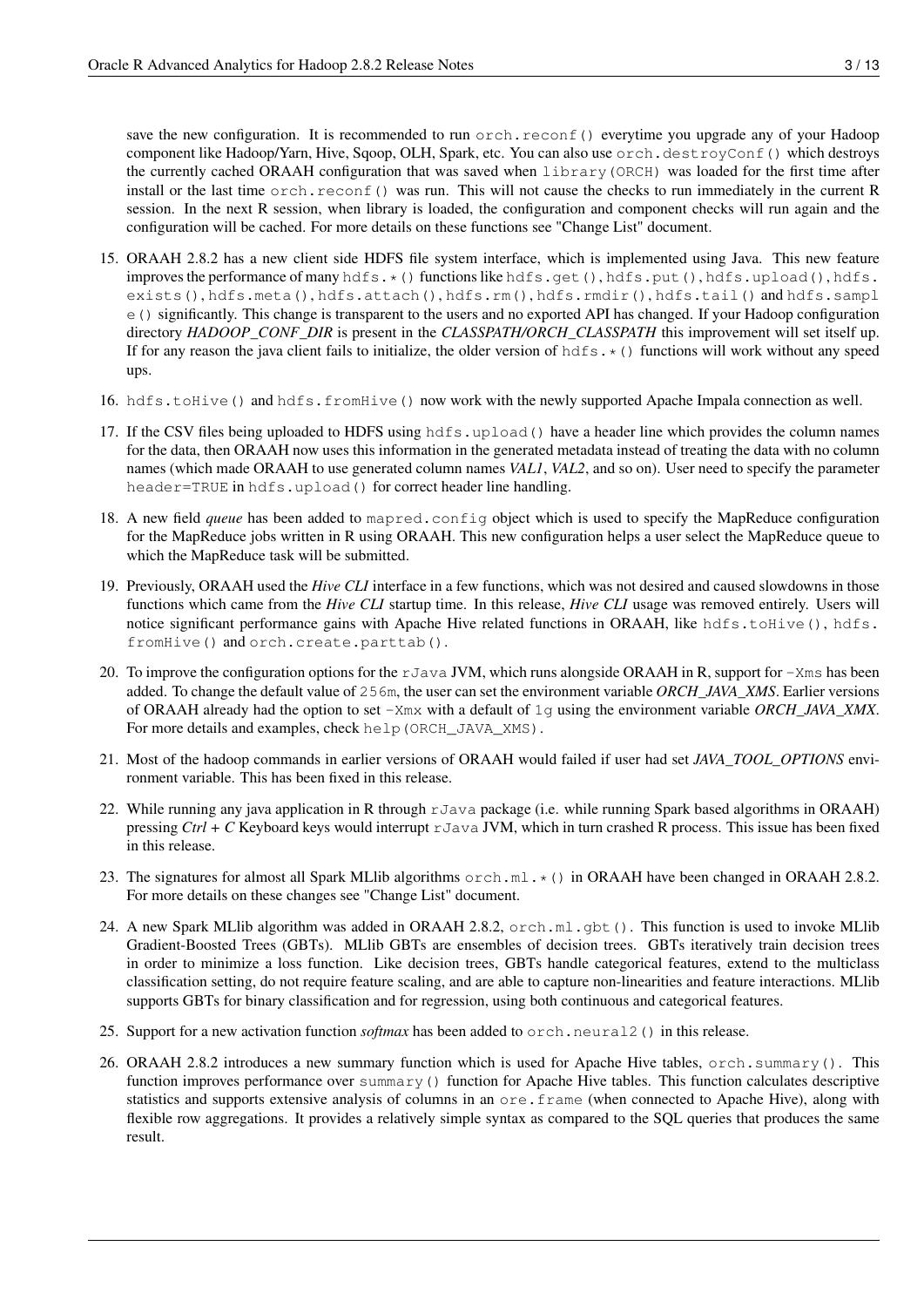save the new configuration. It is recommended to run `orch.reconf()` everytime you upgrade any of your Hadoop component like Hadoop/Yarn, Hive, Sqoop, OLH, Spark, etc. You can also use `orch.destroyConf()` which destroys the currently cached ORAAH configuration that was saved when `library(ORCH)` was loaded for the first time after install or the last time `orch.reconf()` was run. This will not cause the checks to run immediately in the current R session. In the next R session, when library is loaded, the configuration and component checks will run again and the configuration will be cached. For more details on these functions see "Change List" document.

15. ORAAH 2.8.2 has a new client side HDFS file system interface, which is implemented using Java. This new feature improves the performance of many `hdfs.*()` functions like `hdfs.get()`, `hdfs.put()`, `hdfs.upload()`, `hdfs.exists()`, `hdfs.meta()`, `hdfs.attach()`, `hdfs.rm()`, `hdfs.rmdir()`, `hdfs.tail()` and `hdfs.sample()` significantly. This change is transparent to the users and no exported API has changed. If your Hadoop configuration directory *HADOOP_CONF_DIR* is present in the *CLASSPATH/ORCH_CLASSPATH* this improvement will set itself up. If for any reason the java client fails to initialize, the older version of `hdfs.*()` functions will work without any speed ups.

16. `hdfs.toHive()` and `hdfs.fromHive()` now work with the newly supported Apache Impala connection as well.

17. If the CSV files being uploaded to HDFS using `hdfs.upload()` have a header line which provides the column names for the data, then ORAAH now uses this information in the generated metadata instead of treating the data with no column names (which made ORAAH to use generated column names *VAL1*, *VAL2*, and so on). User need to specify the parameter `header=TRUE` in `hdfs.upload()` for correct header line handling.

18. A new field *queue* has been added to `mapred.config` object which is used to specify the MapReduce configuration for the MapReduce jobs written in R using ORAAH. This new configuration helps a user select the MapReduce queue to which the MapReduce task will be submitted.

19. Previously, ORAAH used the *Hive CLI* interface in a few functions, which was not desired and caused slowdowns in those functions which came from the *Hive CLI* startup time. In this release, *Hive CLI* usage was removed entirely. Users will notice significant performance gains with Apache Hive related functions in ORAAH, like `hdfs.toHive()`, `hdfs.fromHive()` and `orch.create.parttab()`.

20. To improve the configuration options for the `rJava` JVM, which runs alongside ORAAH in R, support for `-Xms` has been added. To change the default value of `256m`, the user can set the environment variable *ORCH_JAVA_XMS*. Earlier versions of ORAAH already had the option to set `-Xmx` with a default of `1g` using the environment variable *ORCH_JAVA_XMX*. For more details and examples, check `help(ORCH_JAVA_XMS)`.

21. Most of the hadoop commands in earlier versions of ORAAH would failed if user had set *JAVA_TOOL_OPTIONS* environment variable. This has been fixed in this release.

22. While running any java application in R through `rJava` package (i.e. while running Spark based algorithms in ORAAH) pressing *Ctrl* + *C* Keyboard keys would interrupt `rJava` JVM, which in turn crashed R process. This issue has been fixed in this release.

23. The signatures for almost all Spark MLlib algorithms `orch.ml.*()` in ORAAH have been changed in ORAAH 2.8.2. For more details on these changes see "Change List" document.

24. A new Spark MLlib algorithm was added in ORAAH 2.8.2, `orch.ml.gbt()`. This function is used to invoke MLlib Gradient-Boosted Trees (GBTs). MLlib GBTs are ensembles of decision trees. GBTs iteratively train decision trees in order to minimize a loss function. Like decision trees, GBTs handle categorical features, extend to the multiclass classification setting, do not require feature scaling, and are able to capture non-linearities and feature interactions. MLlib supports GBTs for binary classification and for regression, using both continuous and categorical features.

25. Support for a new activation function *softmax* has been added to `orch.neural2()` in this release.

26. ORAAH 2.8.2 introduces a new summary function which is used for Apache Hive tables, `orch.summary()`. This function improves performance over `summary()` function for Apache Hive tables. This function calculates descriptive statistics and supports extensive analysis of columns in an `ore.frame` (when connected to Apache Hive), along with flexible row aggregations. It provides a relatively simple syntax as compared to the SQL queries that produces the same result.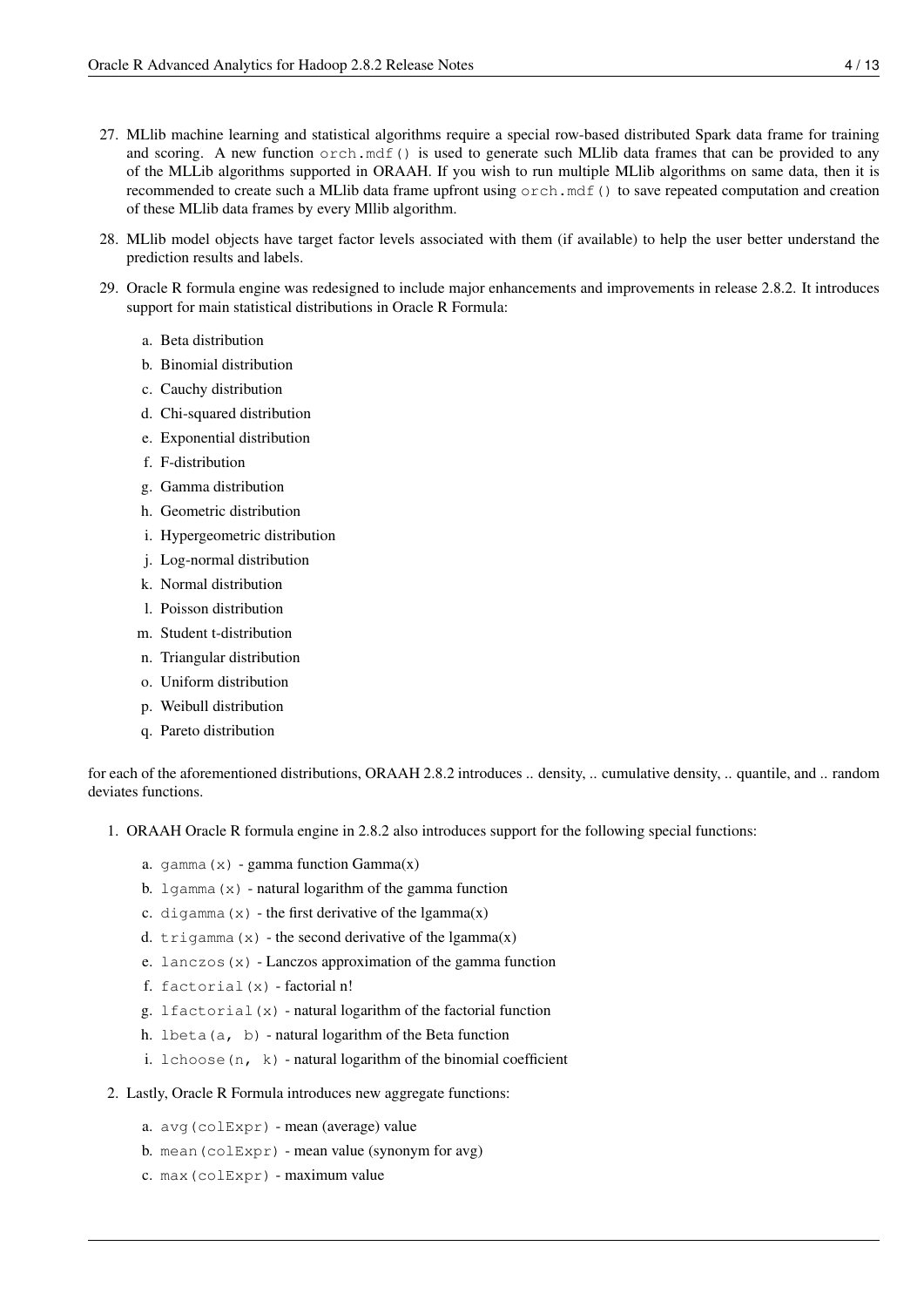27. MLlib machine learning and statistical algorithms require a special row-based distributed Spark data frame for training and scoring. A new function `orch.mdf()` is used to generate such MLlib data frames that can be provided to any of the MLLib algorithms supported in ORAAH. If you wish to run multiple MLlib algorithms on same data, then it is recommended to create such a MLlib data frame upfront using `orch.mdf()` to save repeated computation and creation of these MLlib data frames by every Mllib algorithm.

28. MLlib model objects have target factor levels associated with them (if available) to help the user better understand the prediction results and labels.

29. Oracle R formula engine was redesigned to include major enhancements and improvements in release 2.8.2. It introduces support for main statistical distributions in Oracle R Formula:

    a. Beta distribution
    b. Binomial distribution
    c. Cauchy distribution
    d. Chi-squared distribution
    e. Exponential distribution
    f. F-distribution
    g. Gamma distribution
    h. Geometric distribution
    i. Hypergeometric distribution
    j. Log-normal distribution
    k. Normal distribution
    l. Poisson distribution
    m. Student t-distribution
    n. Triangular distribution
    o. Uniform distribution
    p. Weibull distribution
    q. Pareto distribution

for each of the aforementioned distributions, ORAAH 2.8.2 introduces .. density, .. cumulative density, .. quantile, and .. random deviates functions.

1. ORAAH Oracle R formula engine in 2.8.2 also introduces support for the following special functions:

    a. `gamma(x)` - gamma function Gamma(x)
    b. `lgamma(x)` - natural logarithm of the gamma function
    c. `digamma(x)` - the first derivative of the lgamma(x)
    d. `trigamma(x)` - the second derivative of the lgamma(x)
    e. `lanczos(x)` - Lanczos approximation of the gamma function
    f. `factorial(x)` - factorial n!
    g. `lfactorial(x)` - natural logarithm of the factorial function
    h. `lbeta(a, b)` - natural logarithm of the Beta function
    i. `lchoose(n, k)` - natural logarithm of the binomial coefficient

2. Lastly, Oracle R Formula introduces new aggregate functions:

    a. `avg(colExpr)` - mean (average) value
    b. `mean(colExpr)` - mean value (synonym for avg)
    c. `max(colExpr)` - maximum value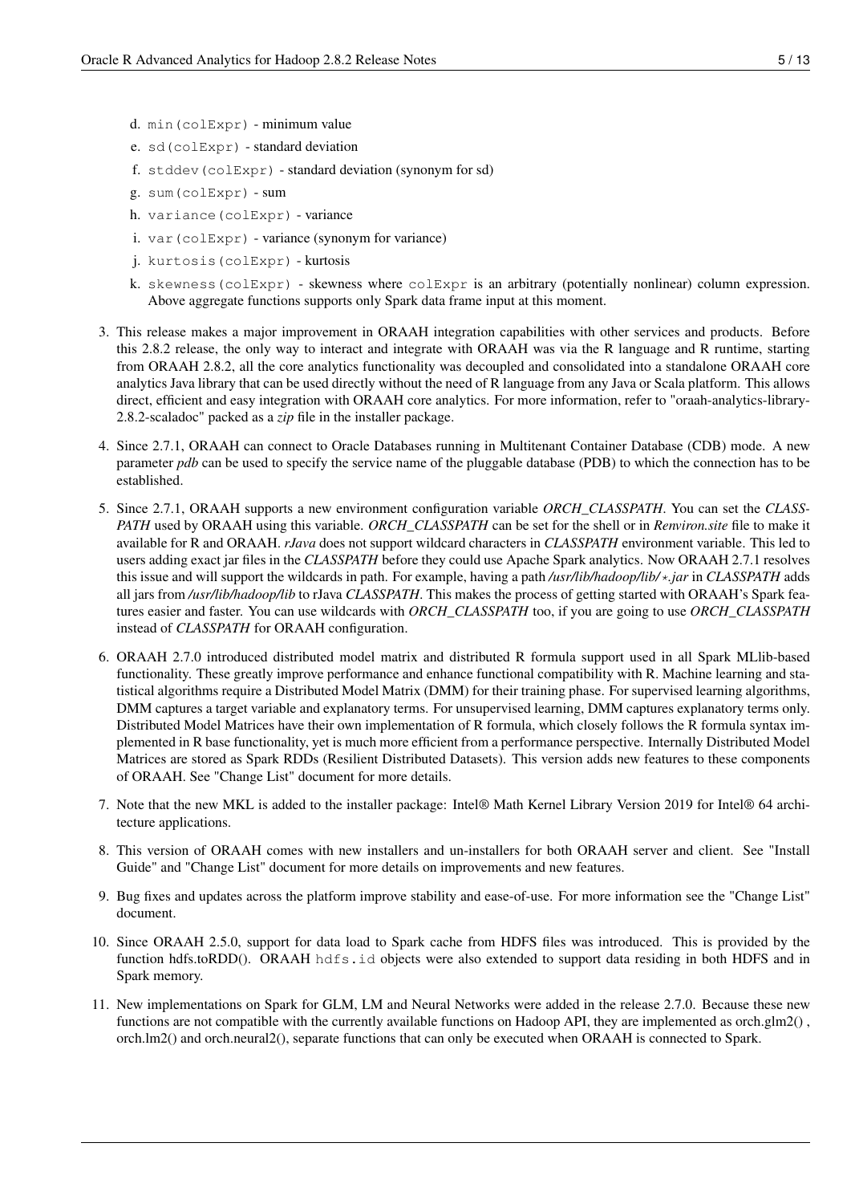d. `min(colExpr)` - minimum value
   e. `sd(colExpr)` - standard deviation
   f. `stddev(colExpr)` - standard deviation (synonym for sd)
   g. `sum(colExpr)` - sum
   h. `variance(colExpr)` - variance
   i. `var(colExpr)` - variance (synonym for variance)
   j. `kurtosis(colExpr)` - kurtosis
   k. `skewness(colExpr)` - skewness where `colExpr` is an arbitrary (potentially nonlinear) column expression. Above aggregate functions supports only Spark data frame input at this moment.

3. This release makes a major improvement in ORAAH integration capabilities with other services and products. Before this 2.8.2 release, the only way to interact and integrate with ORAAH was via the R language and R runtime, starting from ORAAH 2.8.2, all the core analytics functionality was decoupled and consolidated into a standalone ORAAH core analytics Java library that can be used directly without the need of R language from any Java or Scala platform. This allows direct, efficient and easy integration with ORAAH core analytics. For more information, refer to "oraah-analytics-library-2.8.2-scaladoc" packed as a *zip* file in the installer package.

4. Since 2.7.1, ORAAH can connect to Oracle Databases running in Multitenant Container Database (CDB) mode. A new parameter *pdb* can be used to specify the service name of the pluggable database (PDB) to which the connection has to be established.

5. Since 2.7.1, ORAAH supports a new environment configuration variable *ORCH_CLASSPATH*. You can set the *CLASSPATH* used by ORAAH using this variable. *ORCH_CLASSPATH* can be set for the shell or in *Renviron.site* file to make it available for R and ORAAH. *rJava* does not support wildcard characters in *CLASSPATH* environment variable. This led to users adding exact jar files in the *CLASSPATH* before they could use Apache Spark analytics. Now ORAAH 2.7.1 resolves this issue and will support the wildcards in path. For example, having a path */usr/lib/hadoop/lib/*.jar* in *CLASSPATH* adds all jars from */usr/lib/hadoop/lib* to rJava *CLASSPATH*. This makes the process of getting started with ORAAH's Spark features easier and faster. You can use wildcards with *ORCH_CLASSPATH* too, if you are going to use *ORCH_CLASSPATH* instead of *CLASSPATH* for ORAAH configuration.

6. ORAAH 2.7.0 introduced distributed model matrix and distributed R formula support used in all Spark MLlib-based functionality. These greatly improve performance and enhance functional compatibility with R. Machine learning and statistical algorithms require a Distributed Model Matrix (DMM) for their training phase. For supervised learning algorithms, DMM captures a target variable and explanatory terms. For unsupervised learning, DMM captures explanatory terms only. Distributed Model Matrices have their own implementation of R formula, which closely follows the R formula syntax implemented in R base functionality, yet is much more efficient from a performance perspective. Internally Distributed Model Matrices are stored as Spark RDDs (Resilient Distributed Datasets). This version adds new features to these components of ORAAH. See "Change List" document for more details.

7. Note that the new MKL is added to the installer package: Intel® Math Kernel Library Version 2019 for Intel® 64 architecture applications.

8. This version of ORAAH comes with new installers and un-installers for both ORAAH server and client. See "Install Guide" and "Change List" document for more details on improvements and new features.

9. Bug fixes and updates across the platform improve stability and ease-of-use. For more information see the "Change List" document.

10. Since ORAAH 2.5.0, support for data load to Spark cache from HDFS files was introduced. This is provided by the function hdfs.toRDD(). ORAAH `hdfs.id` objects were also extended to support data residing in both HDFS and in Spark memory.

11. New implementations on Spark for GLM, LM and Neural Networks were added in the release 2.7.0. Because these new functions are not compatible with the currently available functions on Hadoop API, they are implemented as orch.glm2() , orch.lm2() and orch.neural2(), separate functions that can only be executed when ORAAH is connected to Spark.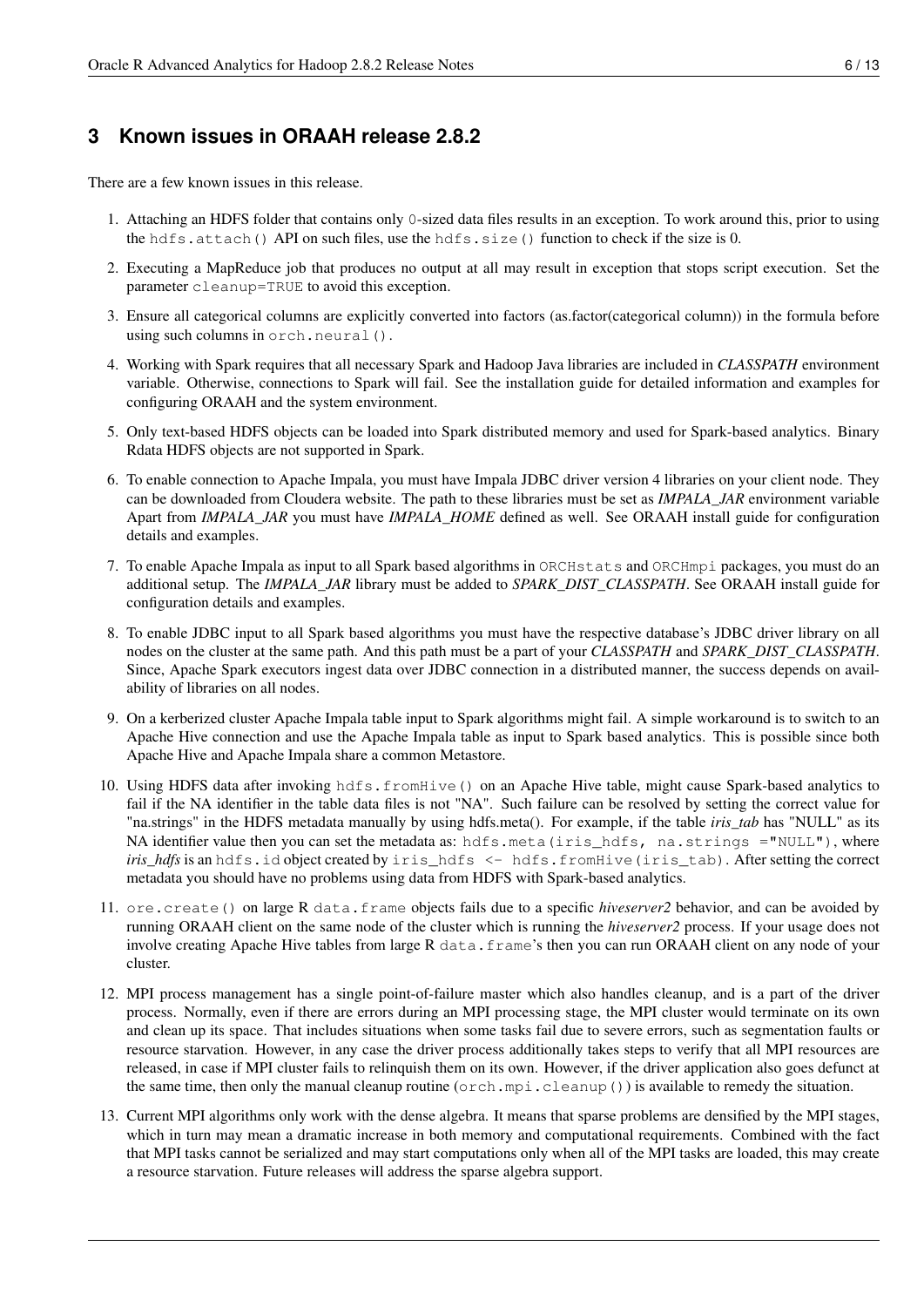## 3 Known issues in ORAAH release 2.8.2

There are a few known issues in this release.

1. Attaching an HDFS folder that contains only `0`-sized data files results in an exception. To work around this, prior to using the `hdfs.attach()` API on such files, use the `hdfs.size()` function to check if the size is 0.
2. Executing a MapReduce job that produces no output at all may result in exception that stops script execution. Set the parameter `cleanup=TRUE` to avoid this exception.
3. Ensure all categorical columns are explicitly converted into factors (as.factor(categorical column)) in the formula before using such columns in `orch.neural()`.
4. Working with Spark requires that all necessary Spark and Hadoop Java libraries are included in *CLASSPATH* environment variable. Otherwise, connections to Spark will fail. See the installation guide for detailed information and examples for configuring ORAAH and the system environment.
5. Only text-based HDFS objects can be loaded into Spark distributed memory and used for Spark-based analytics. Binary Rdata HDFS objects are not supported in Spark.
6. To enable connection to Apache Impala, you must have Impala JDBC driver version 4 libraries on your client node. They can be downloaded from Cloudera website. The path to these libraries must be set as *IMPALA_JAR* environment variable Apart from *IMPALA_JAR* you must have *IMPALA_HOME* defined as well. See ORAAH install guide for configuration details and examples.
7. To enable Apache Impala as input to all Spark based algorithms in `ORCHstats` and `ORCHmpi` packages, you must do an additional setup. The *IMPALA_JAR* library must be added to *SPARK_DIST_CLASSPATH*. See ORAAH install guide for configuration details and examples.
8. To enable JDBC input to all Spark based algorithms you must have the respective database's JDBC driver library on all nodes on the cluster at the same path. And this path must be a part of your *CLASSPATH* and *SPARK_DIST_CLASSPATH*. Since, Apache Spark executors ingest data over JDBC connection in a distributed manner, the success depends on availability of libraries on all nodes.
9. On a kerberized cluster Apache Impala table input to Spark algorithms might fail. A simple workaround is to switch to an Apache Hive connection and use the Apache Impala table as input to Spark based analytics. This is possible since both Apache Hive and Apache Impala share a common Metastore.
10. Using HDFS data after invoking `hdfs.fromHive()` on an Apache Hive table, might cause Spark-based analytics to fail if the NA identifier in the table data files is not "NA". Such failure can be resolved by setting the correct value for "na.strings" in the HDFS metadata manually by using hdfs.meta(). For example, if the table *iris_tab* has "NULL" as its NA identifier value then you can set the metadata as: `hdfs.meta(iris_hdfs, na.strings ="NULL")`, where *iris_hdfs* is an `hdfs.id` object created by `iris_hdfs <- hdfs.fromHive(iris_tab)`. After setting the correct metadata you should have no problems using data from HDFS with Spark-based analytics.
11. `ore.create()` on large R `data.frame` objects fails due to a specific *hiveserver2* behavior, and can be avoided by running ORAAH client on the same node of the cluster which is running the *hiveserver2* process. If your usage does not involve creating Apache Hive tables from large R `data.frame`'s then you can run ORAAH client on any node of your cluster.
12. MPI process management has a single point-of-failure master which also handles cleanup, and is a part of the driver process. Normally, even if there are errors during an MPI processing stage, the MPI cluster would terminate on its own and clean up its space. That includes situations when some tasks fail due to severe errors, such as segmentation faults or resource starvation. However, in any case the driver process additionally takes steps to verify that all MPI resources are released, in case if MPI cluster fails to relinquish them on its own. However, if the driver application also goes defunct at the same time, then only the manual cleanup routine (`orch.mpi.cleanup()`) is available to remedy the situation.
13. Current MPI algorithms only work with the dense algebra. It means that sparse problems are densified by the MPI stages, which in turn may mean a dramatic increase in both memory and computational requirements. Combined with the fact that MPI tasks cannot be serialized and may start computations only when all of the MPI tasks are loaded, this may create a resource starvation. Future releases will address the sparse algebra support.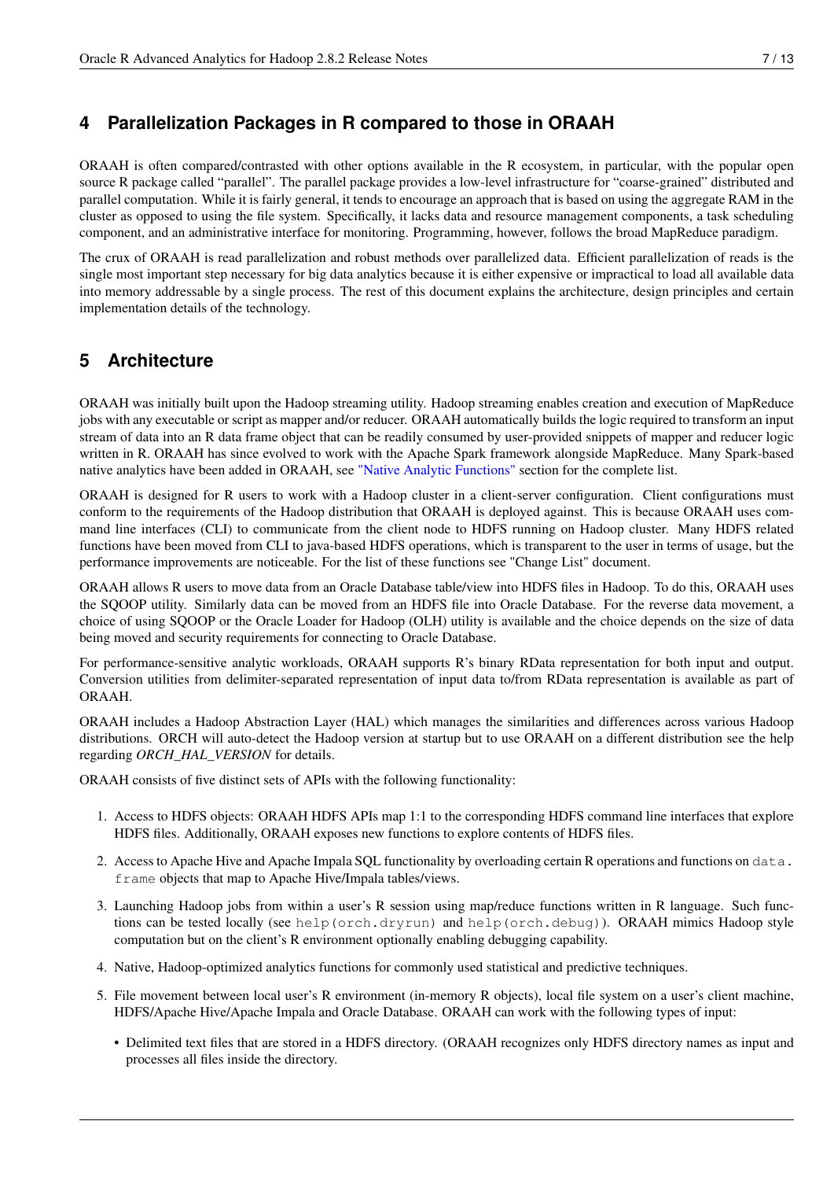## 4 Parallelization Packages in R compared to those in ORAAH

ORAAH is often compared/contrasted with other options available in the R ecosystem, in particular, with the popular open source R package called "parallel". The parallel package provides a low-level infrastructure for "coarse-grained" distributed and parallel computation. While it is fairly general, it tends to encourage an approach that is based on using the aggregate RAM in the cluster as opposed to using the file system. Specifically, it lacks data and resource management components, a task scheduling component, and an administrative interface for monitoring. Programming, however, follows the broad MapReduce paradigm.

The crux of ORAAH is read parallelization and robust methods over parallelized data. Efficient parallelization of reads is the single most important step necessary for big data analytics because it is either expensive or impractical to load all available data into memory addressable by a single process. The rest of this document explains the architecture, design principles and certain implementation details of the technology.

## 5 Architecture

ORAAH was initially built upon the Hadoop streaming utility. Hadoop streaming enables creation and execution of MapReduce jobs with any executable or script as mapper and/or reducer. ORAAH automatically builds the logic required to transform an input stream of data into an R data frame object that can be readily consumed by user-provided snippets of mapper and reducer logic written in R. ORAAH has since evolved to work with the Apache Spark framework alongside MapReduce. Many Spark-based native analytics have been added in ORAAH, see "Native Analytic Functions" section for the complete list.

ORAAH is designed for R users to work with a Hadoop cluster in a client-server configuration. Client configurations must conform to the requirements of the Hadoop distribution that ORAAH is deployed against. This is because ORAAH uses command line interfaces (CLI) to communicate from the client node to HDFS running on Hadoop cluster. Many HDFS related functions have been moved from CLI to java-based HDFS operations, which is transparent to the user in terms of usage, but the performance improvements are noticeable. For the list of these functions see "Change List" document.

ORAAH allows R users to move data from an Oracle Database table/view into HDFS files in Hadoop. To do this, ORAAH uses the SQOOP utility. Similarly data can be moved from an HDFS file into Oracle Database. For the reverse data movement, a choice of using SQOOP or the Oracle Loader for Hadoop (OLH) utility is available and the choice depends on the size of data being moved and security requirements for connecting to Oracle Database.

For performance-sensitive analytic workloads, ORAAH supports R's binary RData representation for both input and output. Conversion utilities from delimiter-separated representation of input data to/from RData representation is available as part of ORAAH.

ORAAH includes a Hadoop Abstraction Layer (HAL) which manages the similarities and differences across various Hadoop distributions. ORCH will auto-detect the Hadoop version at startup but to use ORAAH on a different distribution see the help regarding *ORCH_HAL_VERSION* for details.

ORAAH consists of five distinct sets of APIs with the following functionality:

1. Access to HDFS objects: ORAAH HDFS APIs map 1:1 to the corresponding HDFS command line interfaces that explore HDFS files. Additionally, ORAAH exposes new functions to explore contents of HDFS files.
2. Access to Apache Hive and Apache Impala SQL functionality by overloading certain R operations and functions on `data.frame` objects that map to Apache Hive/Impala tables/views.
3. Launching Hadoop jobs from within a user's R session using map/reduce functions written in R language. Such functions can be tested locally (see `help(orch.dryrun)` and `help(orch.debug)`). ORAAH mimics Hadoop style computation but on the client's R environment optionally enabling debugging capability.
4. Native, Hadoop-optimized analytics functions for commonly used statistical and predictive techniques.
5. File movement between local user's R environment (in-memory R objects), local file system on a user's client machine, HDFS/Apache Hive/Apache Impala and Oracle Database. ORAAH can work with the following types of input:
   - Delimited text files that are stored in a HDFS directory. (ORAAH recognizes only HDFS directory names as input and processes all files inside the directory.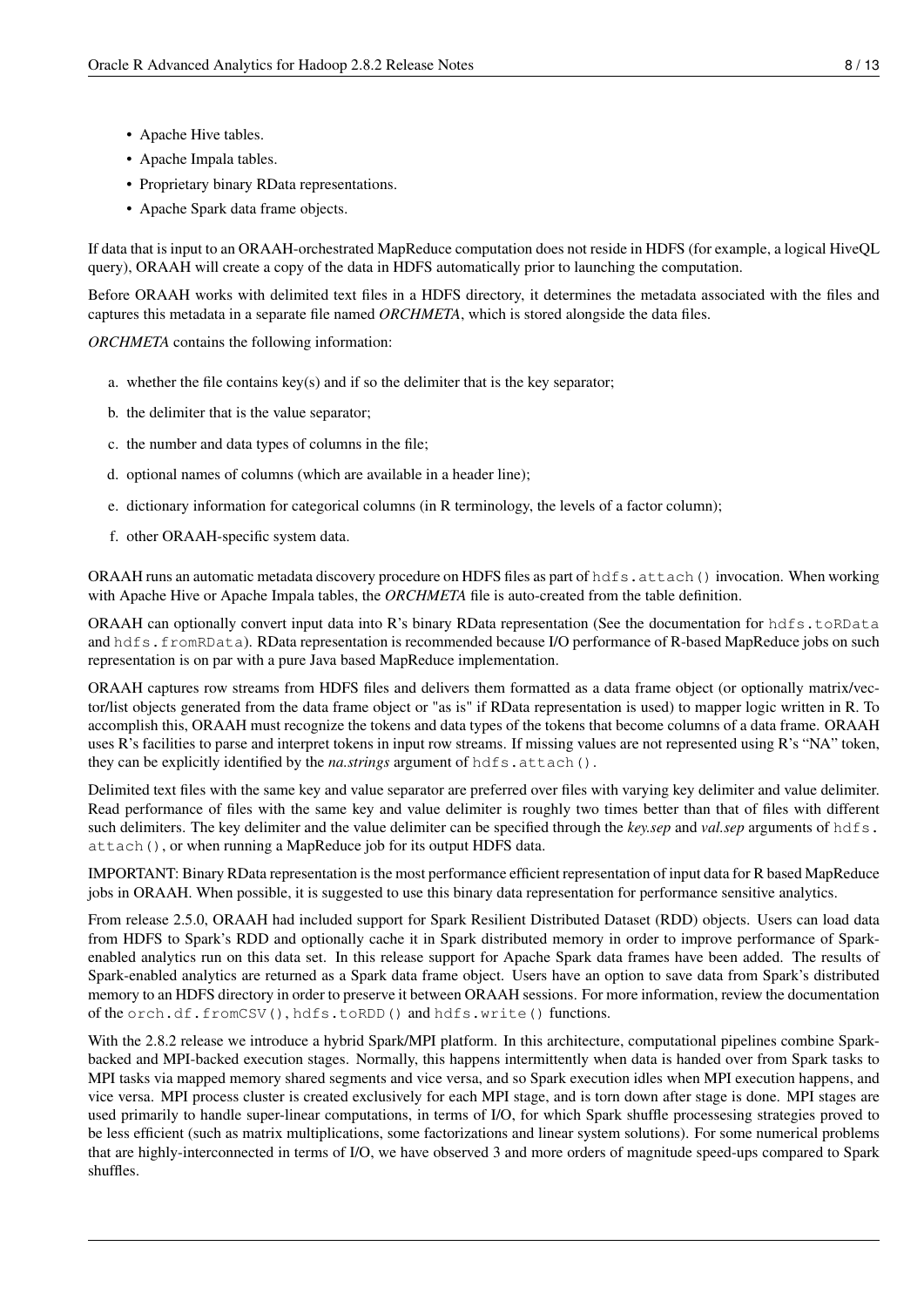- Apache Hive tables.
- Apache Impala tables.
- Proprietary binary RData representations.
- Apache Spark data frame objects.

If data that is input to an ORAAH-orchestrated MapReduce computation does not reside in HDFS (for example, a logical HiveQL query), ORAAH will create a copy of the data in HDFS automatically prior to launching the computation.

Before ORAAH works with delimited text files in a HDFS directory, it determines the metadata associated with the files and captures this metadata in a separate file named *ORCHMETA*, which is stored alongside the data files.

*ORCHMETA* contains the following information:

a. whether the file contains key(s) and if so the delimiter that is the key separator;

b. the delimiter that is the value separator;

c. the number and data types of columns in the file;

d. optional names of columns (which are available in a header line);

e. dictionary information for categorical columns (in R terminology, the levels of a factor column);

f. other ORAAH-specific system data.

ORAAH runs an automatic metadata discovery procedure on HDFS files as part of `hdfs.attach()` invocation. When working with Apache Hive or Apache Impala tables, the *ORCHMETA* file is auto-created from the table definition.

ORAAH can optionally convert input data into R's binary RData representation (See the documentation for `hdfs.toRData` and `hdfs.fromRData`). RData representation is recommended because I/O performance of R-based MapReduce jobs on such representation is on par with a pure Java based MapReduce implementation.

ORAAH captures row streams from HDFS files and delivers them formatted as a data frame object (or optionally matrix/vector/list objects generated from the data frame object or "as is" if RData representation is used) to mapper logic written in R. To accomplish this, ORAAH must recognize the tokens and data types of the tokens that become columns of a data frame. ORAAH uses R's facilities to parse and interpret tokens in input row streams. If missing values are not represented using R's "NA" token, they can be explicitly identified by the *na.strings* argument of `hdfs.attach()`.

Delimited text files with the same key and value separator are preferred over files with varying key delimiter and value delimiter. Read performance of files with the same key and value delimiter is roughly two times better than that of files with different such delimiters. The key delimiter and the value delimiter can be specified through the *key.sep* and *val.sep* arguments of `hdfs.attach()`, or when running a MapReduce job for its output HDFS data.

IMPORTANT: Binary RData representation is the most performance efficient representation of input data for R based MapReduce jobs in ORAAH. When possible, it is suggested to use this binary data representation for performance sensitive analytics.

From release 2.5.0, ORAAH had included support for Spark Resilient Distributed Dataset (RDD) objects. Users can load data from HDFS to Spark's RDD and optionally cache it in Spark distributed memory in order to improve performance of Spark-enabled analytics run on this data set. In this release support for Apache Spark data frames have been added. The results of Spark-enabled analytics are returned as a Spark data frame object. Users have an option to save data from Spark's distributed memory to an HDFS directory in order to preserve it between ORAAH sessions. For more information, review the documentation of the `orch.df.fromCSV()`, `hdfs.toRDD()` and `hdfs.write()` functions.

With the 2.8.2 release we introduce a hybrid Spark/MPI platform. In this architecture, computational pipelines combine Spark-backed and MPI-backed execution stages. Normally, this happens intermittently when data is handed over from Spark tasks to MPI tasks via mapped memory shared segments and vice versa, and so Spark execution idles when MPI execution happens, and vice versa. MPI process cluster is created exclusively for each MPI stage, and is torn down after stage is done. MPI stages are used primarily to handle super-linear computations, in terms of I/O, for which Spark shuffle processesing strategies proved to be less efficient (such as matrix multiplications, some factorizations and linear system solutions). For some numerical problems that are highly-interconnected in terms of I/O, we have observed 3 and more orders of magnitude speed-ups compared to Spark shuffles.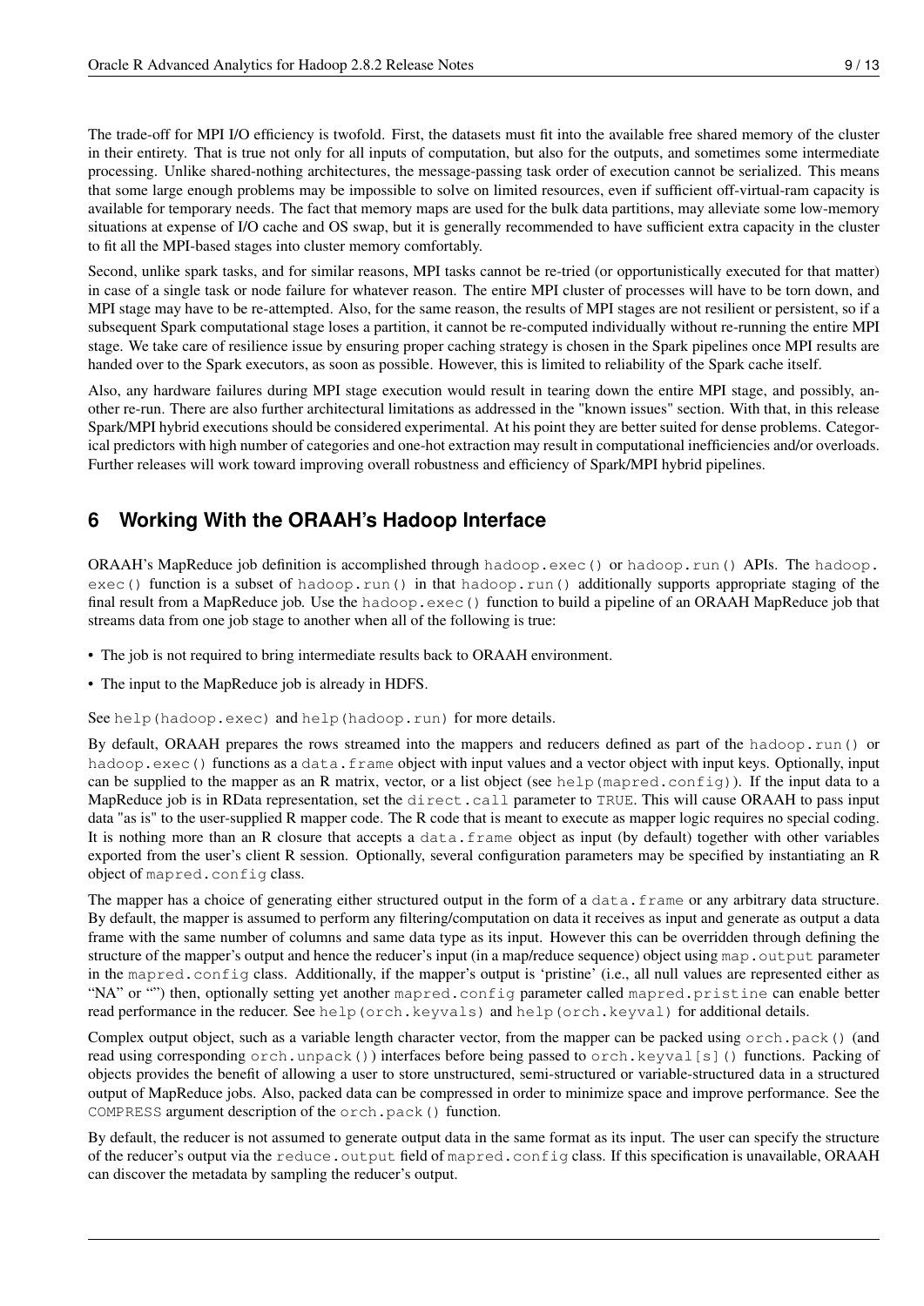The trade-off for MPI I/O efficiency is twofold. First, the datasets must fit into the available free shared memory of the cluster in their entirety. That is true not only for all inputs of computation, but also for the outputs, and sometimes some intermediate processing. Unlike shared-nothing architectures, the message-passing task order of execution cannot be serialized. This means that some large enough problems may be impossible to solve on limited resources, even if sufficient off-virtual-ram capacity is available for temporary needs. The fact that memory maps are used for the bulk data partitions, may alleviate some low-memory situations at expense of I/O cache and OS swap, but it is generally recommended to have sufficient extra capacity in the cluster to fit all the MPI-based stages into cluster memory comfortably.

Second, unlike spark tasks, and for similar reasons, MPI tasks cannot be re-tried (or opportunistically executed for that matter) in case of a single task or node failure for whatever reason. The entire MPI cluster of processes will have to be torn down, and MPI stage may have to be re-attempted. Also, for the same reason, the results of MPI stages are not resilient or persistent, so if a subsequent Spark computational stage loses a partition, it cannot be re-computed individually without re-running the entire MPI stage. We take care of resilience issue by ensuring proper caching strategy is chosen in the Spark pipelines once MPI results are handed over to the Spark executors, as soon as possible. However, this is limited to reliability of the Spark cache itself.

Also, any hardware failures during MPI stage execution would result in tearing down the entire MPI stage, and possibly, another re-run. There are also further architectural limitations as addressed in the "known issues" section. With that, in this release Spark/MPI hybrid executions should be considered experimental. At his point they are better suited for dense problems. Categorical predictors with high number of categories and one-hot extraction may result in computational inefficiencies and/or overloads. Further releases will work toward improving overall robustness and efficiency of Spark/MPI hybrid pipelines.

## 6 Working With the ORAAH's Hadoop Interface

ORAAH's MapReduce job definition is accomplished through `hadoop.exec()` or `hadoop.run()` APIs. The `hadoop.exec()` function is a subset of `hadoop.run()` in that `hadoop.run()` additionally supports appropriate staging of the final result from a MapReduce job. Use the `hadoop.exec()` function to build a pipeline of an ORAAH MapReduce job that streams data from one job stage to another when all of the following is true:

- The job is not required to bring intermediate results back to ORAAH environment.
- The input to the MapReduce job is already in HDFS.

See `help(hadoop.exec)` and `help(hadoop.run)` for more details.

By default, ORAAH prepares the rows streamed into the mappers and reducers defined as part of the `hadoop.run()` or `hadoop.exec()` functions as a `data.frame` object with input values and a vector object with input keys. Optionally, input can be supplied to the mapper as an R matrix, vector, or a list object (see `help(mapred.config)`). If the input data to a MapReduce job is in RData representation, set the `direct.call` parameter to `TRUE`. This will cause ORAAH to pass input data "as is" to the user-supplied R mapper code. The R code that is meant to execute as mapper logic requires no special coding. It is nothing more than an R closure that accepts a `data.frame` object as input (by default) together with other variables exported from the user's client R session. Optionally, several configuration parameters may be specified by instantiating an R object of `mapred.config` class.

The mapper has a choice of generating either structured output in the form of a `data.frame` or any arbitrary data structure. By default, the mapper is assumed to perform any filtering/computation on data it receives as input and generate as output a data frame with the same number of columns and same data type as its input. However this can be overridden through defining the structure of the mapper's output and hence the reducer's input (in a map/reduce sequence) object using `map.output` parameter in the `mapred.config` class. Additionally, if the mapper's output is 'pristine' (i.e., all null values are represented either as "NA" or "") then, optionally setting yet another `mapred.config` parameter called `mapred.pristine` can enable better read performance in the reducer. See `help(orch.keyvals)` and `help(orch.keyval)` for additional details.

Complex output object, such as a variable length character vector, from the mapper can be packed using `orch.pack()` (and read using corresponding `orch.unpack()`) interfaces before being passed to `orch.keyval[s]()` functions. Packing of objects provides the benefit of allowing a user to store unstructured, semi-structured or variable-structured data in a structured output of MapReduce jobs. Also, packed data can be compressed in order to minimize space and improve performance. See the `COMPRESS` argument description of the `orch.pack()` function.

By default, the reducer is not assumed to generate output data in the same format as its input. The user can specify the structure of the reducer's output via the `reduce.output` field of `mapred.config` class. If this specification is unavailable, ORAAH can discover the metadata by sampling the reducer's output.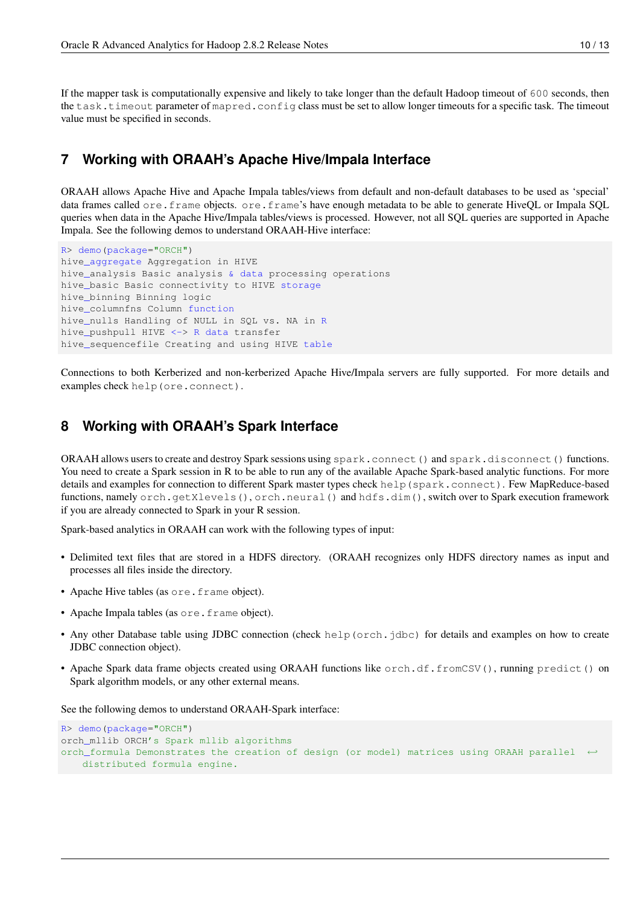If the mapper task is computationally expensive and likely to take longer than the default Hadoop timeout of `600` seconds, then the `task.timeout` parameter of `mapred.config` class must be set to allow longer timeouts for a specific task. The timeout value must be specified in seconds.

## 7 Working with ORAAH's Apache Hive/Impala Interface

ORAAH allows Apache Hive and Apache Impala tables/views from default and non-default databases to be used as 'special' data frames called `ore.frame` objects. `ore.frame`'s have enough metadata to be able to generate HiveQL or Impala SQL queries when data in the Apache Hive/Impala tables/views is processed. However, not all SQL queries are supported in Apache Impala. See the following demos to understand ORAAH-Hive interface:

```
R> demo(package="ORCH")
hive_aggregate Aggregation in HIVE
hive_analysis Basic analysis & data processing operations
hive_basic Basic connectivity to HIVE storage
hive_binning Binning logic
hive_columnfns Column function
hive_nulls Handling of NULL in SQL vs. NA in R
hive_pushpull HIVE <-> R data transfer
hive_sequencefile Creating and using HIVE table
```

Connections to both Kerberized and non-kerberized Apache Hive/Impala servers are fully supported. For more details and examples check `help(ore.connect)`.

## 8 Working with ORAAH's Spark Interface

ORAAH allows users to create and destroy Spark sessions using `spark.connect()` and `spark.disconnect()` functions. You need to create a Spark session in R to be able to run any of the available Apache Spark-based analytic functions. For more details and examples for connection to different Spark master types check `help(spark.connect)`. Few MapReduce-based functions, namely `orch.getXlevels()`, `orch.neural()` and `hdfs.dim()`, switch over to Spark execution framework if you are already connected to Spark in your R session.

Spark-based analytics in ORAAH can work with the following types of input:

- Delimited text files that are stored in a HDFS directory. (ORAAH recognizes only HDFS directory names as input and processes all files inside the directory.
- Apache Hive tables (as `ore.frame` object).
- Apache Impala tables (as `ore.frame` object).
- Any other Database table using JDBC connection (check `help(orch.jdbc)` for details and examples on how to create JDBC connection object).
- Apache Spark data frame objects created using ORAAH functions like `orch.df.fromCSV()`, running `predict()` on Spark algorithm models, or any other external means.

See the following demos to understand ORAAH-Spark interface:

```
R> demo(package="ORCH")
orch_mllib ORCH's Spark mllib algorithms
orch_formula Demonstrates the creation of design (or model) matrices using ORAAH parallel distributed formula engine.
```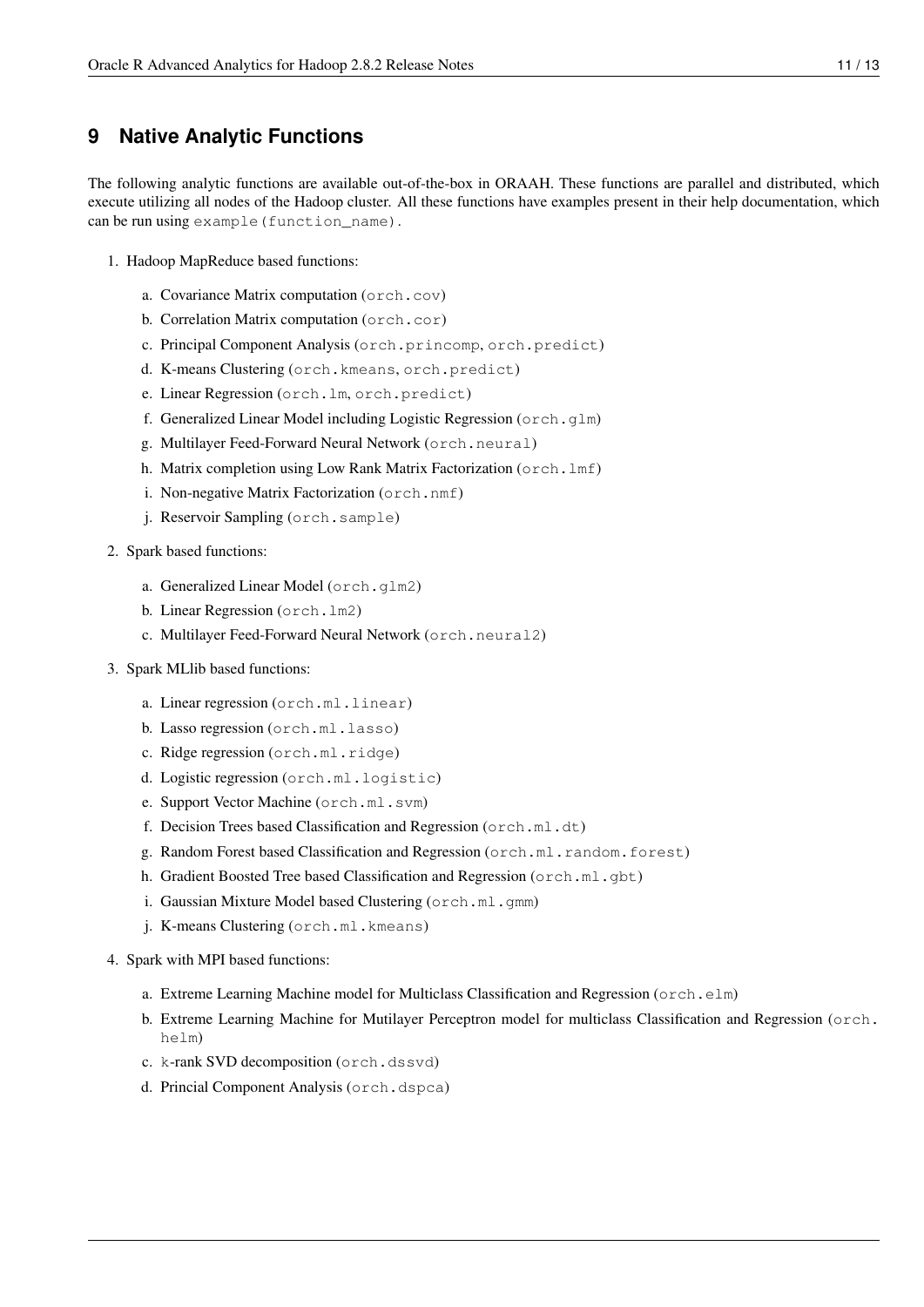## 9 Native Analytic Functions

The following analytic functions are available out-of-the-box in ORAAH. These functions are parallel and distributed, which execute utilizing all nodes of the Hadoop cluster. All these functions have examples present in their help documentation, which can be run using `example(function_name)`.

1. Hadoop MapReduce based functions:
   a. Covariance Matrix computation (`orch.cov`)
   b. Correlation Matrix computation (`orch.cor`)
   c. Principal Component Analysis (`orch.princomp`, `orch.predict`)
   d. K-means Clustering (`orch.kmeans`, `orch.predict`)
   e. Linear Regression (`orch.lm`, `orch.predict`)
   f. Generalized Linear Model including Logistic Regression (`orch.glm`)
   g. Multilayer Feed-Forward Neural Network (`orch.neural`)
   h. Matrix completion using Low Rank Matrix Factorization (`orch.lmf`)
   i. Non-negative Matrix Factorization (`orch.nmf`)
   j. Reservoir Sampling (`orch.sample`)
2. Spark based functions:
   a. Generalized Linear Model (`orch.glm2`)
   b. Linear Regression (`orch.lm2`)
   c. Multilayer Feed-Forward Neural Network (`orch.neural2`)
3. Spark MLlib based functions:
   a. Linear regression (`orch.ml.linear`)
   b. Lasso regression (`orch.ml.lasso`)
   c. Ridge regression (`orch.ml.ridge`)
   d. Logistic regression (`orch.ml.logistic`)
   e. Support Vector Machine (`orch.ml.svm`)
   f. Decision Trees based Classification and Regression (`orch.ml.dt`)
   g. Random Forest based Classification and Regression (`orch.ml.random.forest`)
   h. Gradient Boosted Tree based Classification and Regression (`orch.ml.gbt`)
   i. Gaussian Mixture Model based Clustering (`orch.ml.gmm`)
   j. K-means Clustering (`orch.ml.kmeans`)
4. Spark with MPI based functions:
   a. Extreme Learning Machine model for Multiclass Classification and Regression (`orch.elm`)
   b. Extreme Learning Machine for Mutilayer Perceptron model for multiclass Classification and Regression (`orch.helm`)
   c. `k`-rank SVD decomposition (`orch.dssvd`)
   d. Princial Component Analysis (`orch.dspca`)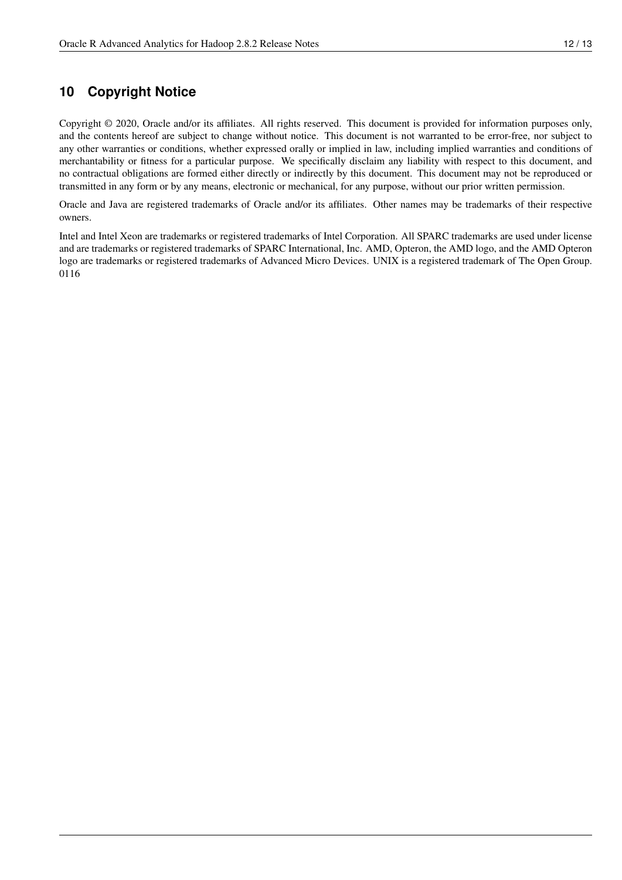## 10 Copyright Notice

Copyright © 2020, Oracle and/or its affiliates. All rights reserved. This document is provided for information purposes only, and the contents hereof are subject to change without notice. This document is not warranted to be error-free, nor subject to any other warranties or conditions, whether expressed orally or implied in law, including implied warranties and conditions of merchantability or fitness for a particular purpose. We specifically disclaim any liability with respect to this document, and no contractual obligations are formed either directly or indirectly by this document. This document may not be reproduced or transmitted in any form or by any means, electronic or mechanical, for any purpose, without our prior written permission.

Oracle and Java are registered trademarks of Oracle and/or its affiliates. Other names may be trademarks of their respective owners.

Intel and Intel Xeon are trademarks or registered trademarks of Intel Corporation. All SPARC trademarks are used under license and are trademarks or registered trademarks of SPARC International, Inc. AMD, Opteron, the AMD logo, and the AMD Opteron logo are trademarks or registered trademarks of Advanced Micro Devices. UNIX is a registered trademark of The Open Group. 0116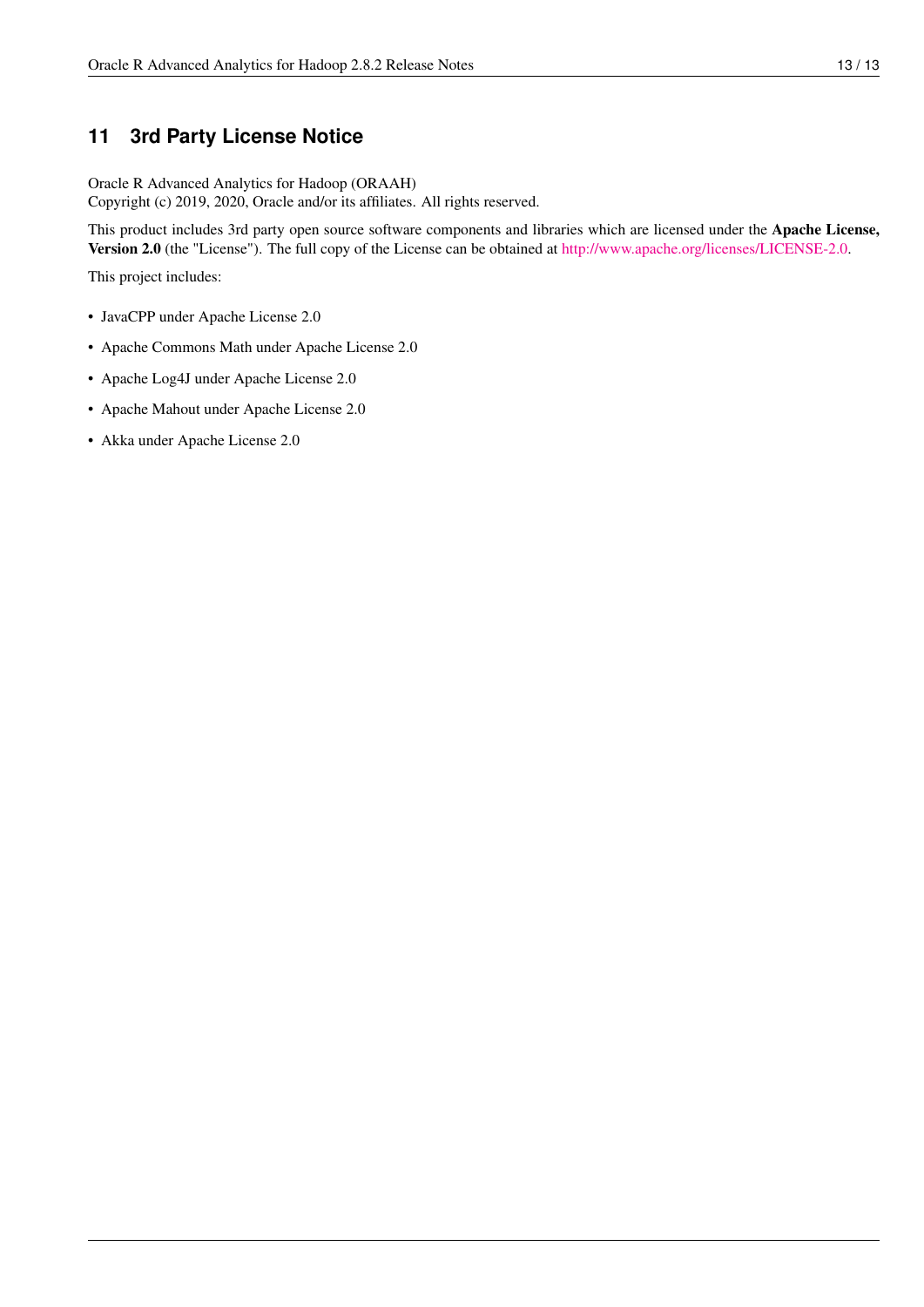## 11 3rd Party License Notice

Oracle R Advanced Analytics for Hadoop (ORAAH)
Copyright (c) 2019, 2020, Oracle and/or its affiliates. All rights reserved.

This product includes 3rd party open source software components and libraries which are licensed under the **Apache License, Version 2.0** (the "License"). The full copy of the License can be obtained at http://www.apache.org/licenses/LICENSE-2.0.

This project includes:

- JavaCPP under Apache License 2.0
- Apache Commons Math under Apache License 2.0
- Apache Log4J under Apache License 2.0
- Apache Mahout under Apache License 2.0
- Akka under Apache License 2.0